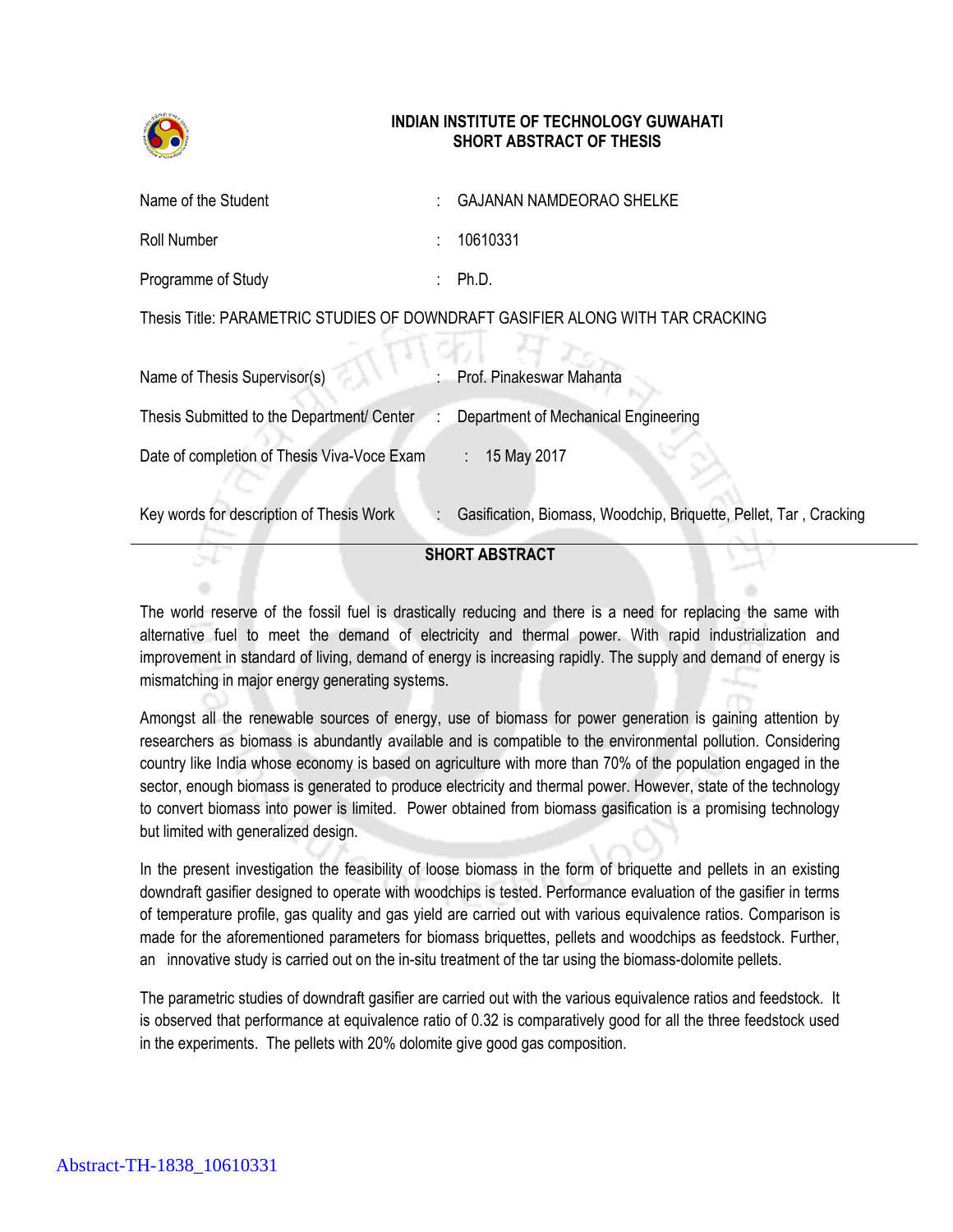# INDIAN INSTITUTE OF TECHNOLOGY GUWAHATI
## SHORT ABSTRACT OF THESIS

| | | |
|---|---|---|
| Name of the Student | : | GAJANAN NAMDEORAO SHELKE |
| Roll Number | : | 10610331 |
| Programme of Study | : | Ph.D. |

Thesis Title: PARAMETRIC STUDIES OF DOWNDRAFT GASIFIER ALONG WITH TAR CRACKING

| | | |
|---|---|---|
| Name of Thesis Supervisor(s) | : | Prof. Pinakeswar Mahanta |
| Thesis Submitted to the Department/ Center | : | Department of Mechanical Engineering |
| Date of completion of Thesis Viva-Voce Exam | : | 15 May 2017 |
| Key words for description of Thesis Work | : | Gasification, Biomass, Woodchip, Briquette, Pellet, Tar , Cracking |

---

## SHORT ABSTRACT

The world reserve of the fossil fuel is drastically reducing and there is a need for replacing the same with alternative fuel to meet the demand of electricity and thermal power. With rapid industrialization and improvement in standard of living, demand of energy is increasing rapidly. The supply and demand of energy is mismatching in major energy generating systems.

Amongst all the renewable sources of energy, use of biomass for power generation is gaining attention by researchers as biomass is abundantly available and is compatible to the environmental pollution. Considering country like India whose economy is based on agriculture with more than 70% of the population engaged in the sector, enough biomass is generated to produce electricity and thermal power. However, state of the technology to convert biomass into power is limited. Power obtained from biomass gasification is a promising technology but limited with generalized design.

In the present investigation the feasibility of loose biomass in the form of briquette and pellets in an existing downdraft gasifier designed to operate with woodchips is tested. Performance evaluation of the gasifier in terms of temperature profile, gas quality and gas yield are carried out with various equivalence ratios. Comparison is made for the aforementioned parameters for biomass briquettes, pellets and woodchips as feedstock. Further, an innovative study is carried out on the in-situ treatment of the tar using the biomass-dolomite pellets.

The parametric studies of downdraft gasifier are carried out with the various equivalence ratios and feedstock. It is observed that performance at equivalence ratio of 0.32 is comparatively good for all the three feedstock used in the experiments. The pellets with 20% dolomite give good gas composition.

Abstract-TH-1838_10610331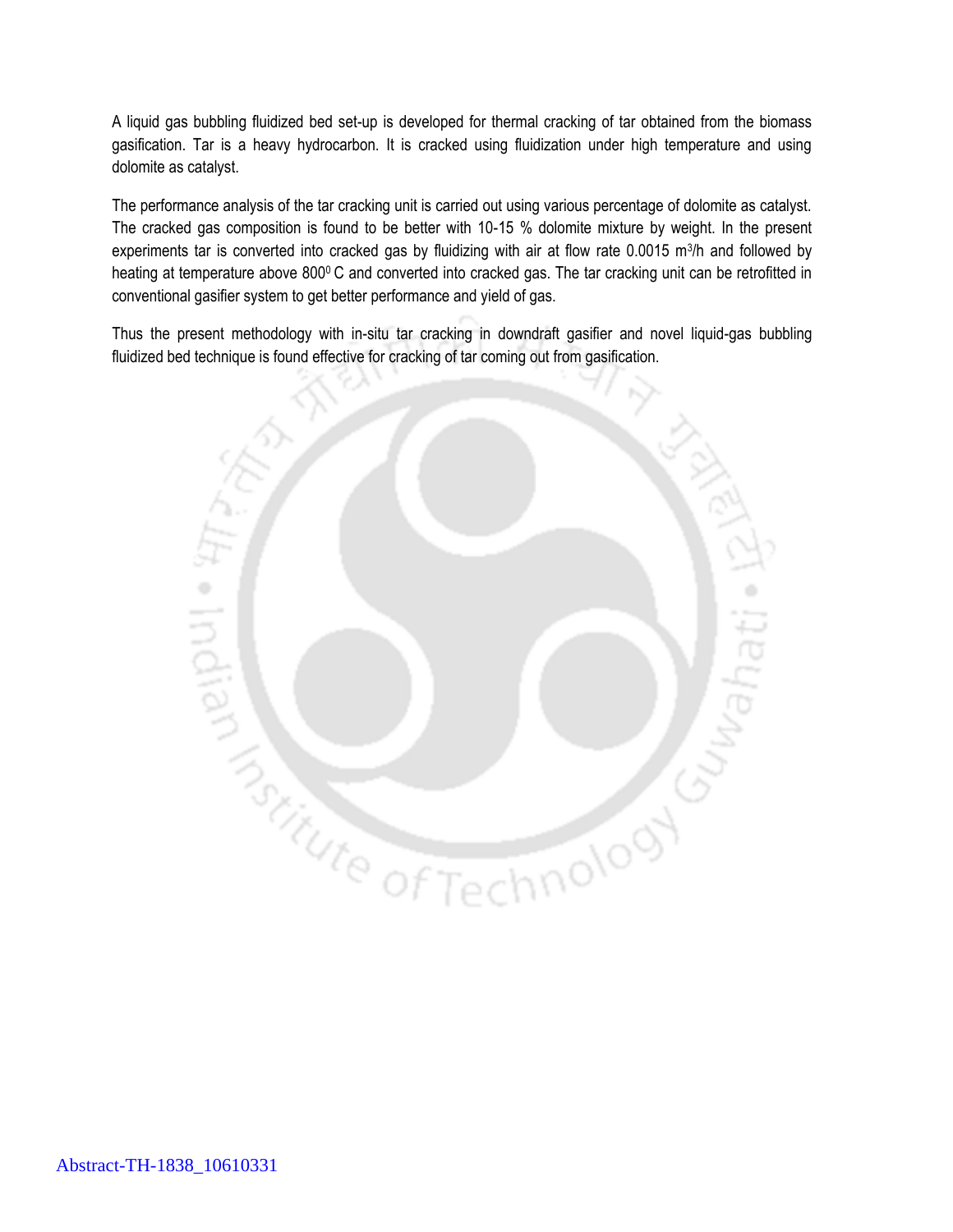A liquid gas bubbling fluidized bed set-up is developed for thermal cracking of tar obtained from the biomass gasification. Tar is a heavy hydrocarbon. It is cracked using fluidization under high temperature and using dolomite as catalyst.

The performance analysis of the tar cracking unit is carried out using various percentage of dolomite as catalyst. The cracked gas composition is found to be better with 10-15 % dolomite mixture by weight. In the present experiments tar is converted into cracked gas by fluidizing with air at flow rate 0.0015 $m^3/h$ and followed by heating at temperature above $800^0$ C and converted into cracked gas. The tar cracking unit can be retrofitted in conventional gasifier system to get better performance and yield of gas.

Thus the present methodology with in-situ tar cracking in downdraft gasifier and novel liquid-gas bubbling fluidized bed technique is found effective for cracking of tar coming out from gasification.